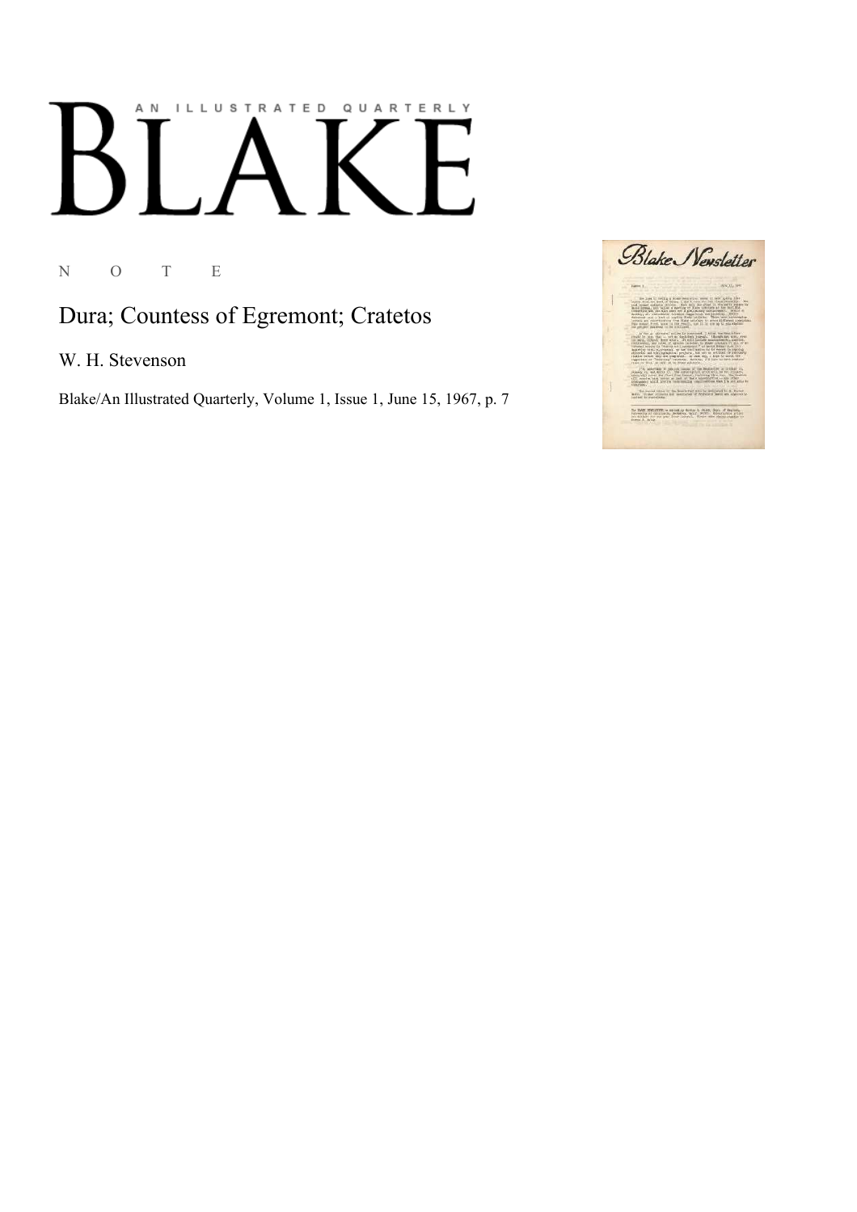AN ILLUSTRATED QUARTERLY

# BLAKE

N O T E

## Dura; Countess of Egremont; Cratetos

W. H. Stevenson

Blake/An Illustrated Quarterly, Volume 1, Issue 1, June 15, 1967, p. 7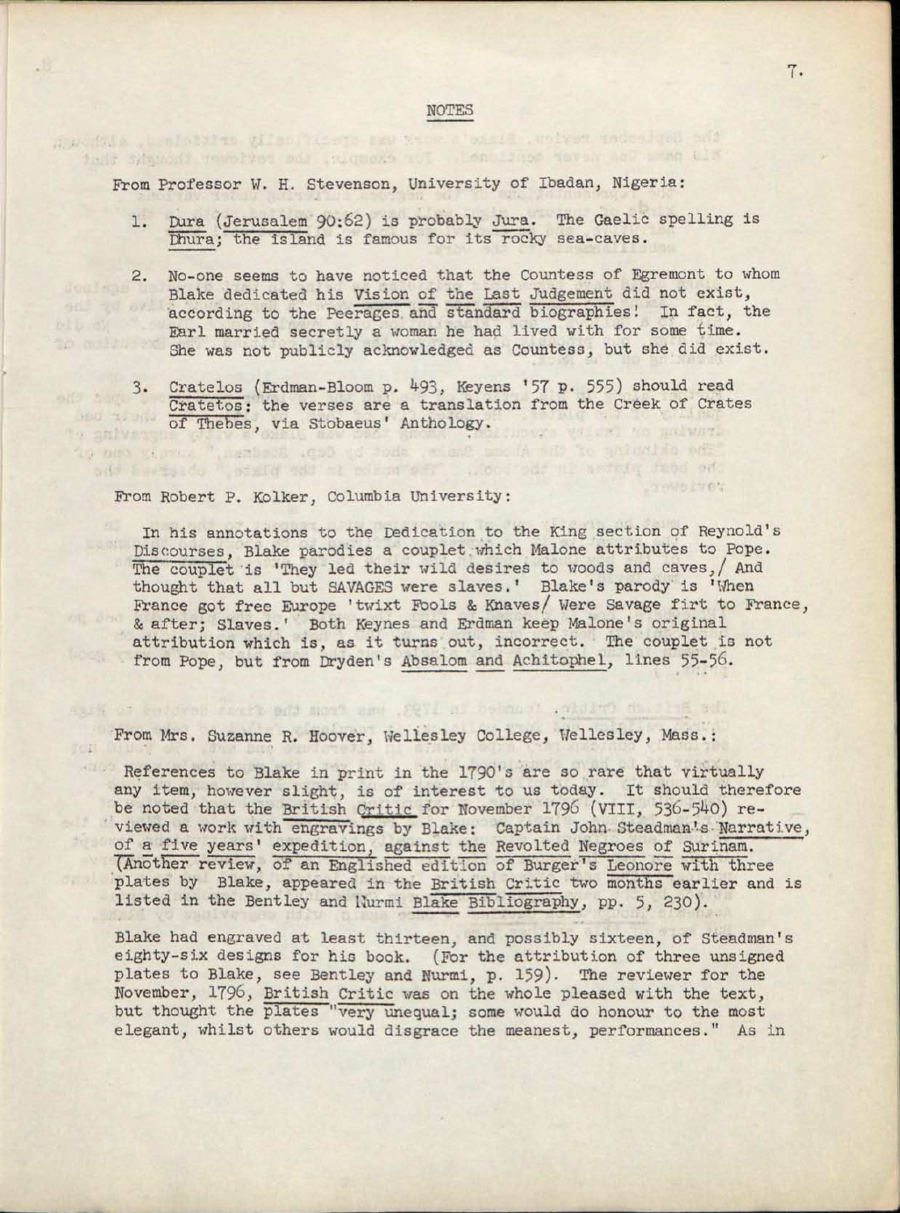## NOTES

From Professor W. H. Stevenson, University of Ibadan, Nigeria:

1. Dura (Jerusalem 90:62) is probably Jura. The Gaelic spelling is Dhura; the island is famous for its rocky sea-caves.

2. No-one seems to have noticed that the Countess of Egremont to whom Blake dedicated his Vision of the Last Judgement did not exist, according to the Peerages and standard biographies! In fact, the Earl married secretly a woman he had lived with for some time. She was not publicly acknowledged as Countess, but she did exist.

3. Cratelos (Erdman-Bloom p. 493, Keyens '57 p. 555) should read Cratetos: the verses are a translation from the Creek of Crates of Thebes, via Stobaeus' Anthology.

From Robert P. Kolker, Columbia University:

In his annotations to the Dedication to the King section of Reynold's Discourses, Blake parodies a couplet which Malone attributes to Pope. The couplet is 'They led their wild desires to woods and caves,/ And thought that all but SAVAGES were slaves.' Blake's parody is 'When France got free Europe 'twixt Fools & Knaves/ Were Savage firt to France, & after; Slaves.' Both Keynes and Erdman keep Malone's original attribution which is, as it turns out, incorrect. The couplet is not from Pope, but from Dryden's Absalom and Achitophel, lines 55-56.

From Mrs. Suzanne R. Hoover, Wellesley College, Wellesley, Mass.:

References to Blake in print in the 1790's are so rare that virtually any item, however slight, is of interest to us today. It should therefore be noted that the British Critic for November 1796 (VIII, 536-540) reviewed a work with engravings by Blake: Captain John Steadman's Narrative, of a five years' expedition, against the Revolted Negroes of Surinam. (Another review, of an Englished edition of Burger's Leonore with three plates by Blake, appeared in the British Critic two months earlier and is listed in the Bentley and Nurmi Blake Bibliography, pp. 5, 230).

Blake had engraved at least thirteen, and possibly sixteen, of Steadman's eighty-six designs for his book. (For the attribution of three unsigned plates to Blake, see Bentley and Nurmi, p. 159). The reviewer for the November, 1796, British Critic was on the whole pleased with the text, but thought the plates "very unequal; some would do honour to the most elegant, whilst others would disgrace the meanest, performances." As in